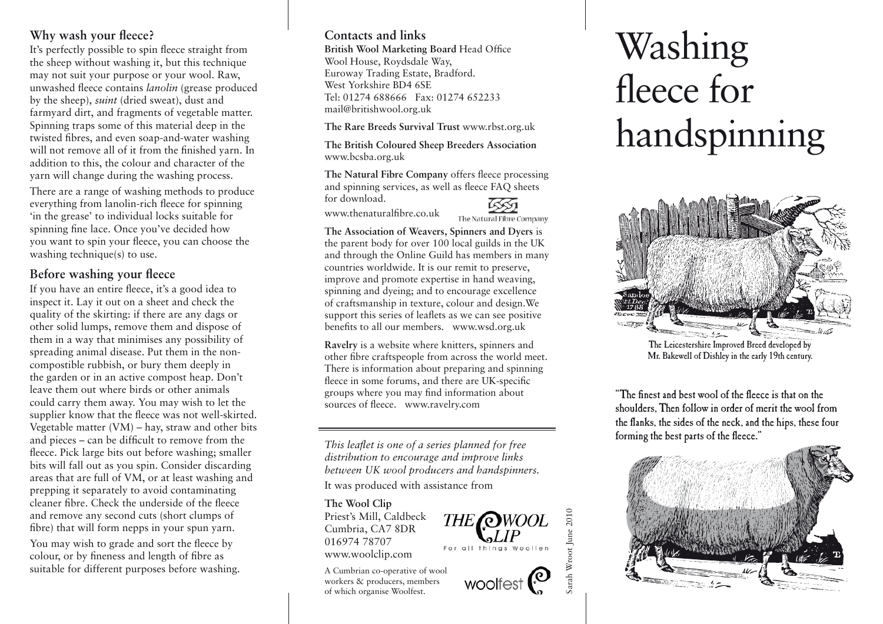## Why wash your fleece?

It's perfectly possible to spin fleece straight from the sheep without washing it, but this technique may not suit your purpose or your wool. Raw, unwashed fleece contains *lanolin* (grease produced by the sheep), *suint* (dried sweat), dust and farmyard dirt, and fragments of vegetable matter. Spinning traps some of this material deep in the twisted fibres, and even soap-and-water washing will not remove all of it from the finished yarn. In addition to this, the colour and character of the yarn will change during the washing process.

There are a range of washing methods to produce everything from lanolin-rich fleece for spinning 'in the grease' to individual locks suitable for spinning fine lace. Once you've decided how you want to spin your fleece, you can choose the washing technique(s) to use.

## Before washing your fleece

If you have an entire fleece, it's a good idea to inspect it. Lay it out on a sheet and check the quality of the skirting: if there are any dags or other solid lumps, remove them and dispose of them in a way that minimises any possibility of spreading animal disease. Put them in the non-compostible rubbish, or bury them deeply in the garden or in an active compost heap. Don't leave them out where birds or other animals could carry them away. You may wish to let the supplier know that the fleece was not well-skirted. Vegetable matter (VM) – hay, straw and other bits and pieces – can be difficult to remove from the fleece. Pick large bits out before washing; smaller bits will fall out as you spin. Consider discarding areas that are full of VM, or at least washing and prepping it separately to avoid contaminating cleaner fibre. Check the underside of the fleece and remove any second cuts (short clumps of fibre) that will form nepps in your spun yarn.

You may wish to grade and sort the fleece by colour, or by fineness and length of fibre as suitable for different purposes before washing.

## Contacts and links

**British Wool Marketing Board** Head Office
Wool House, Roydsdale Way,
Euroway Trading Estate, Bradford.
West Yorkshire BD4 6SE
Tel: 01274 688666 Fax: 01274 652233
mail@britishwool.org.uk

**The Rare Breeds Survival Trust** www.rbst.org.uk

**The British Coloured Sheep Breeders Association** www.bcsba.org.uk

**The Natural Fibre Company** offers fleece processing and spinning services, as well as fleece FAQ sheets for download.
www.thenaturalfibre.co.uk

**The Association of Weavers, Spinners and Dyers** is the parent body for over 100 local guilds in the UK and through the Online Guild has members in many countries worldwide. It is our remit to preserve, improve and promote expertise in hand weaving, spinning and dyeing; and to encourage excellence of craftsmanship in texture, colour and design.We support this series of leaflets as we can see positive benefits to all our members. www.wsd.org.uk

**Ravelry** is a website where knitters, spinners and other fibre craftspeople from across the world meet. There is information about preparing and spinning fleece in some forums, and there are UK-specific groups where you may find information about sources of fleece. www.ravelry.com

---

*This leaflet is one of a series planned for free distribution to encourage and improve links between UK wool producers and handspinners.*

It was produced with assistance from

**The Wool Clip**
Priest's Mill, Caldbeck
Cumbria, CA7 8DR
016974 78707
www.woolclip.com

A Cumbrian co-operative of wool workers & producers, members of which organise Woolfest.

Sarah Wroot June 2010

# Washing fleece for handspinning

The Leicestershire Improved Breed developed by Mr. Bakewell of Dishley in the early 19th century.

"The finest and best wool of the fleece is that on the shoulders, Then follow in order of merit the wool from the flanks, the sides of the neck, and the hips, these four forming the best parts of the fleece."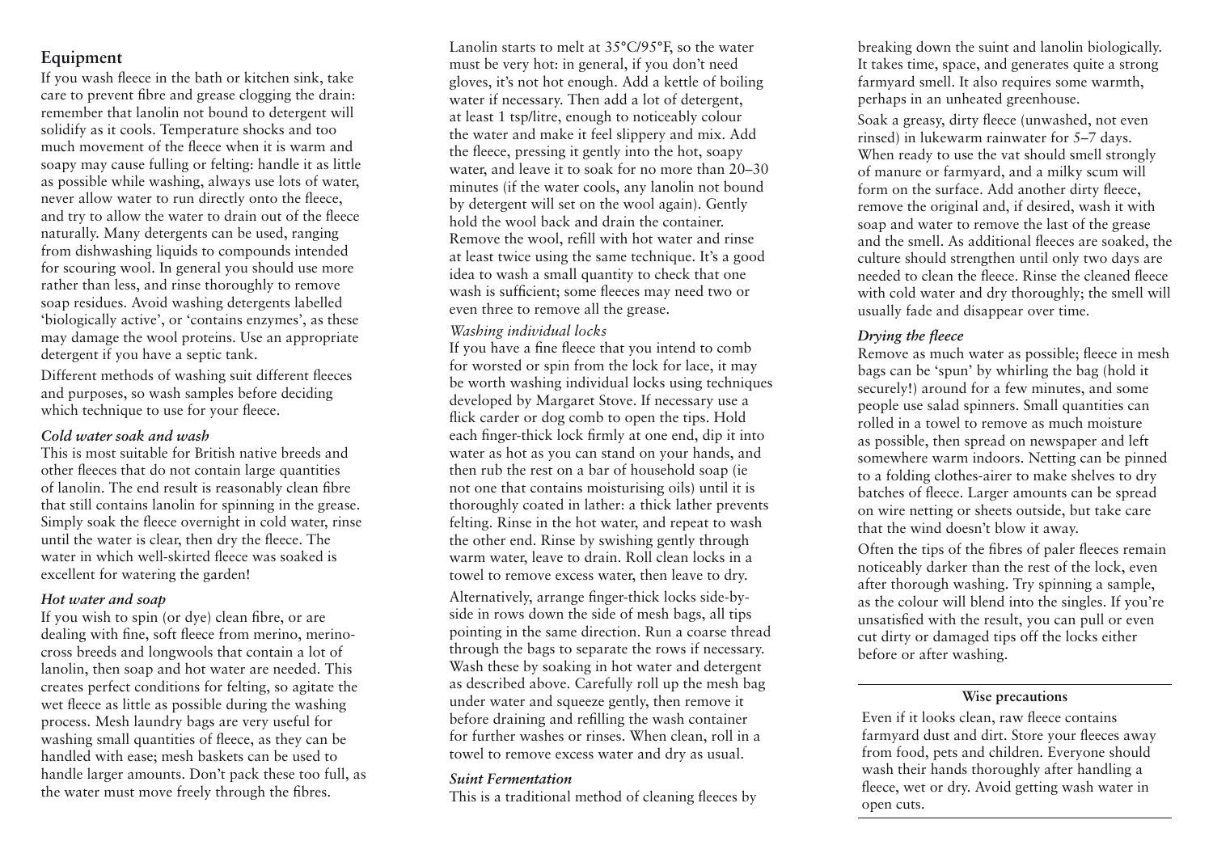## Equipment

If you wash fleece in the bath or kitchen sink, take care to prevent fibre and grease clogging the drain: remember that lanolin not bound to detergent will solidify as it cools. Temperature shocks and too much movement of the fleece when it is warm and soapy may cause fulling or felting: handle it as little as possible while washing, always use lots of water, never allow water to run directly onto the fleece, and try to allow the water to drain out of the fleece naturally. Many detergents can be used, ranging from dishwashing liquids to compounds intended for scouring wool. In general you should use more rather than less, and rinse thoroughly to remove soap residues. Avoid washing detergents labelled 'biologically active', or 'contains enzymes', as these may damage the wool proteins. Use an appropriate detergent if you have a septic tank.

Different methods of washing suit different fleeces and purposes, so wash samples before deciding which technique to use for your fleece.

### *Cold water soak and wash*

This is most suitable for British native breeds and other fleeces that do not contain large quantities of lanolin. The end result is reasonably clean fibre that still contains lanolin for spinning in the grease. Simply soak the fleece overnight in cold water, rinse until the water is clear, then dry the fleece. The water in which well-skirted fleece was soaked is excellent for watering the garden!

### *Hot water and soap*

If you wish to spin (or dye) clean fibre, or are dealing with fine, soft fleece from merino, merino-cross breeds and longwools that contain a lot of lanolin, then soap and hot water are needed. This creates perfect conditions for felting, so agitate the wet fleece as little as possible during the washing process. Mesh laundry bags are very useful for washing small quantities of fleece, as they can be handled with ease; mesh baskets can be used to handle larger amounts. Don't pack these too full, as the water must move freely through the fibres.

Lanolin starts to melt at 35°C/95°F, so the water must be very hot: in general, if you don't need gloves, it's not hot enough. Add a kettle of boiling water if necessary. Then add a lot of detergent, at least 1 tsp/litre, enough to noticeably colour the water and make it feel slippery and mix. Add the fleece, pressing it gently into the hot, soapy water, and leave it to soak for no more than 20–30 minutes (if the water cools, any lanolin not bound by detergent will set on the wool again). Gently hold the wool back and drain the container. Remove the wool, refill with hot water and rinse at least twice using the same technique. It's a good idea to wash a small quantity to check that one wash is sufficient; some fleeces may need two or even three to remove all the grease.

*Washing individual locks*

If you have a fine fleece that you intend to comb for worsted or spin from the lock for lace, it may be worth washing individual locks using techniques developed by Margaret Stove. If necessary use a flick carder or dog comb to open the tips. Hold each finger-thick lock firmly at one end, dip it into water as hot as you can stand on your hands, and then rub the rest on a bar of household soap (ie not one that contains moisturising oils) until it is thoroughly coated in lather: a thick lather prevents felting. Rinse in the hot water, and repeat to wash the other end. Rinse by swishing gently through warm water, leave to drain. Roll clean locks in a towel to remove excess water, then leave to dry.

Alternatively, arrange finger-thick locks side-by-side in rows down the side of mesh bags, all tips pointing in the same direction. Run a coarse thread through the bags to separate the rows if necessary. Wash these by soaking in hot water and detergent as described above. Carefully roll up the mesh bag under water and squeeze gently, then remove it before draining and refilling the wash container for further washes or rinses. When clean, roll in a towel to remove excess water and dry as usual.

### *Suint Fermentation*

This is a traditional method of cleaning fleeces by breaking down the suint and lanolin biologically. It takes time, space, and generates quite a strong farmyard smell. It also requires some warmth, perhaps in an unheated greenhouse.

Soak a greasy, dirty fleece (unwashed, not even rinsed) in lukewarm rainwater for 5–7 days. When ready to use the vat should smell strongly of manure or farmyard, and a milky scum will form on the surface. Add another dirty fleece, remove the original and, if desired, wash it with soap and water to remove the last of the grease and the smell. As additional fleeces are soaked, the culture should strengthen until only two days are needed to clean the fleece. Rinse the cleaned fleece with cold water and dry thoroughly; the smell will usually fade and disappear over time.

### *Drying the fleece*

Remove as much water as possible; fleece in mesh bags can be 'spun' by whirling the bag (hold it securely!) around for a few minutes, and some people use salad spinners. Small quantities can rolled in a towel to remove as much moisture as possible, then spread on newspaper and left somewhere warm indoors. Netting can be pinned to a folding clothes-airer to make shelves to dry batches of fleece. Larger amounts can be spread on wire netting or sheets outside, but take care that the wind doesn't blow it away.

Often the tips of the fibres of paler fleeces remain noticeably darker than the rest of the lock, even after thorough washing. Try spinning a sample, as the colour will blend into the singles. If you're unsatisfied with the result, you can pull or even cut dirty or damaged tips off the locks either before or after washing.

---

**Wise precautions**

Even if it looks clean, raw fleece contains farmyard dust and dirt. Store your fleeces away from food, pets and children. Everyone should wash their hands thoroughly after handling a fleece, wet or dry. Avoid getting wash water in open cuts.

---